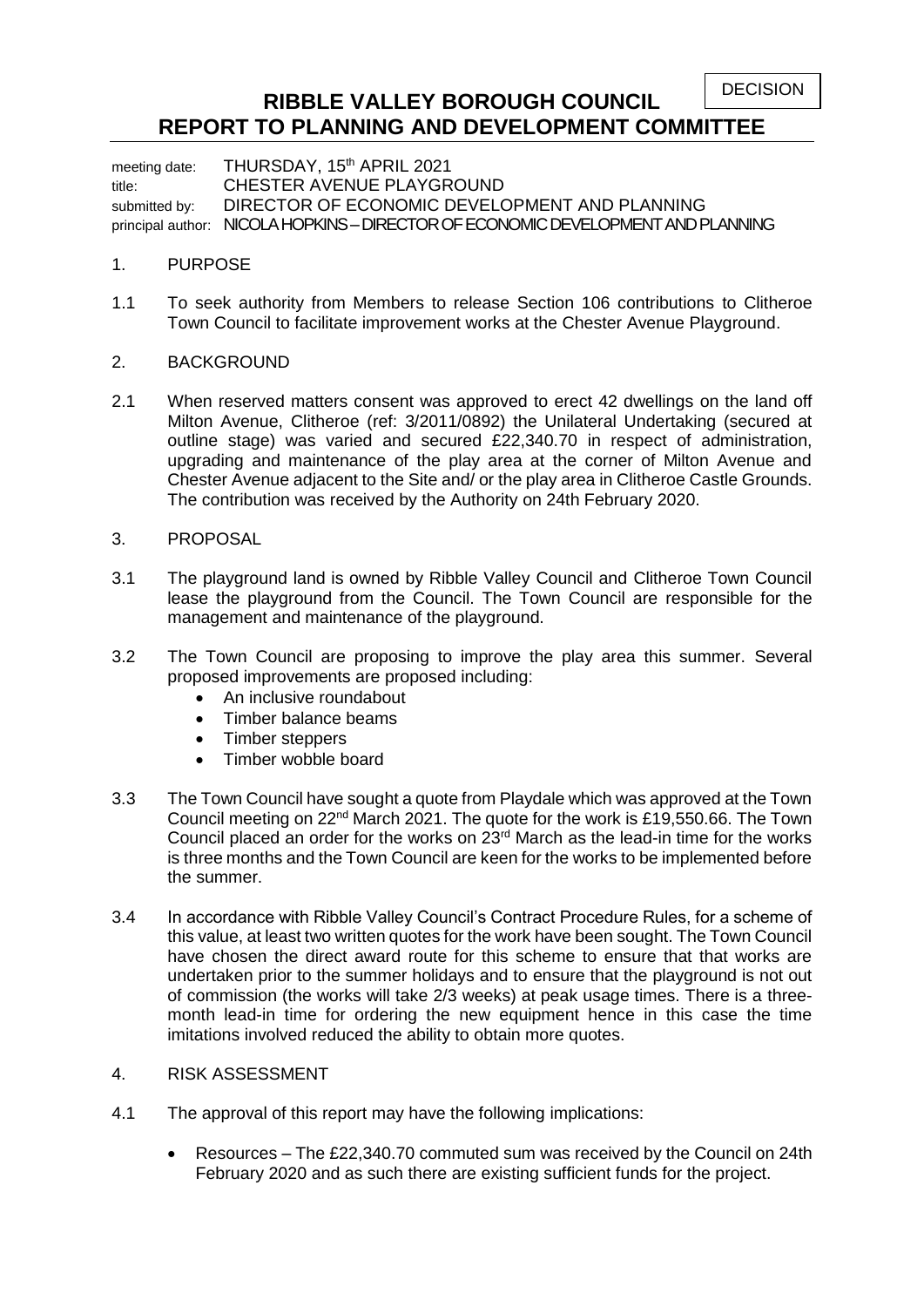DECISION

# RIBBLE VALLEY BOROUGH COUNCIL
# REPORT TO PLANNING AND DEVELOPMENT COMMITTEE

meeting date: THURSDAY, 15th APRIL 2021
title: CHESTER AVENUE PLAYGROUND
submitted by: DIRECTOR OF ECONOMIC DEVELOPMENT AND PLANNING
principal author: NICOLA HOPKINS – DIRECTOR OF ECONOMIC DEVELOPMENT AND PLANNING

1. PURPOSE

1.1 To seek authority from Members to release Section 106 contributions to Clitheroe Town Council to facilitate improvement works at the Chester Avenue Playground.

2. BACKGROUND

2.1 When reserved matters consent was approved to erect 42 dwellings on the land off Milton Avenue, Clitheroe (ref: 3/2011/0892) the Unilateral Undertaking (secured at outline stage) was varied and secured £22,340.70 in respect of administration, upgrading and maintenance of the play area at the corner of Milton Avenue and Chester Avenue adjacent to the Site and/ or the play area in Clitheroe Castle Grounds. The contribution was received by the Authority on 24th February 2020.

3. PROPOSAL

3.1 The playground land is owned by Ribble Valley Council and Clitheroe Town Council lease the playground from the Council. The Town Council are responsible for the management and maintenance of the playground.

3.2 The Town Council are proposing to improve the play area this summer. Several proposed improvements are proposed including:
- An inclusive roundabout
- Timber balance beams
- Timber steppers
- Timber wobble board

3.3 The Town Council have sought a quote from Playdale which was approved at the Town Council meeting on 22nd March 2021. The quote for the work is £19,550.66. The Town Council placed an order for the works on 23rd March as the lead-in time for the works is three months and the Town Council are keen for the works to be implemented before the summer.

3.4 In accordance with Ribble Valley Council's Contract Procedure Rules, for a scheme of this value, at least two written quotes for the work have been sought. The Town Council have chosen the direct award route for this scheme to ensure that that works are undertaken prior to the summer holidays and to ensure that the playground is not out of commission (the works will take 2/3 weeks) at peak usage times. There is a three-month lead-in time for ordering the new equipment hence in this case the time imitations involved reduced the ability to obtain more quotes.

4. RISK ASSESSMENT

4.1 The approval of this report may have the following implications:

- Resources – The £22,340.70 commuted sum was received by the Council on 24th February 2020 and as such there are existing sufficient funds for the project.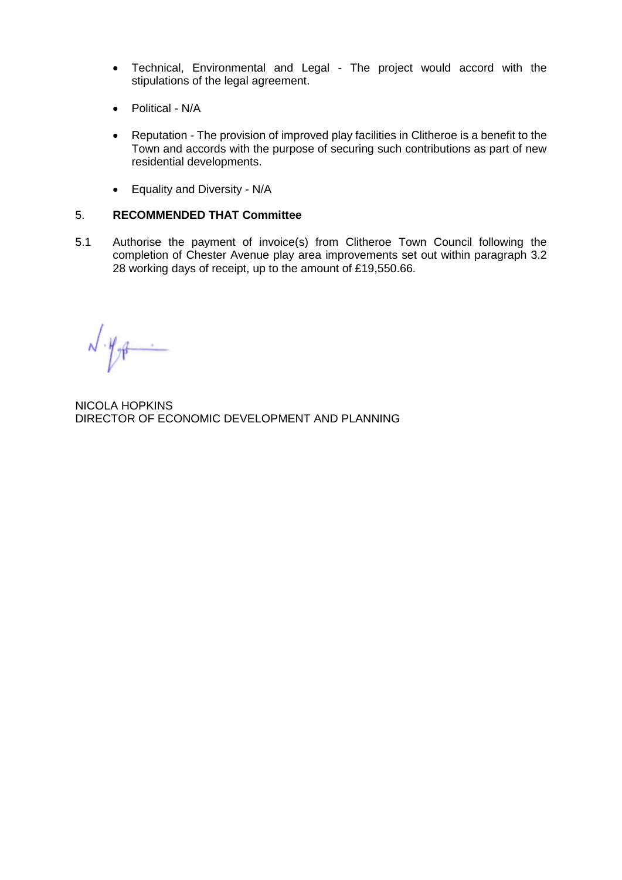- Technical, Environmental and Legal - The project would accord with the stipulations of the legal agreement.

- Political - N/A

- Reputation - The provision of improved play facilities in Clitheroe is a benefit to the Town and accords with the purpose of securing such contributions as part of new residential developments.

- Equality and Diversity - N/A

5. **RECOMMENDED THAT Committee**

5.1 Authorise the payment of invoice(s) from Clitheroe Town Council following the completion of Chester Avenue play area improvements set out within paragraph 3.2 28 working days of receipt, up to the amount of £19,550.66.

NICOLA HOPKINS
DIRECTOR OF ECONOMIC DEVELOPMENT AND PLANNING